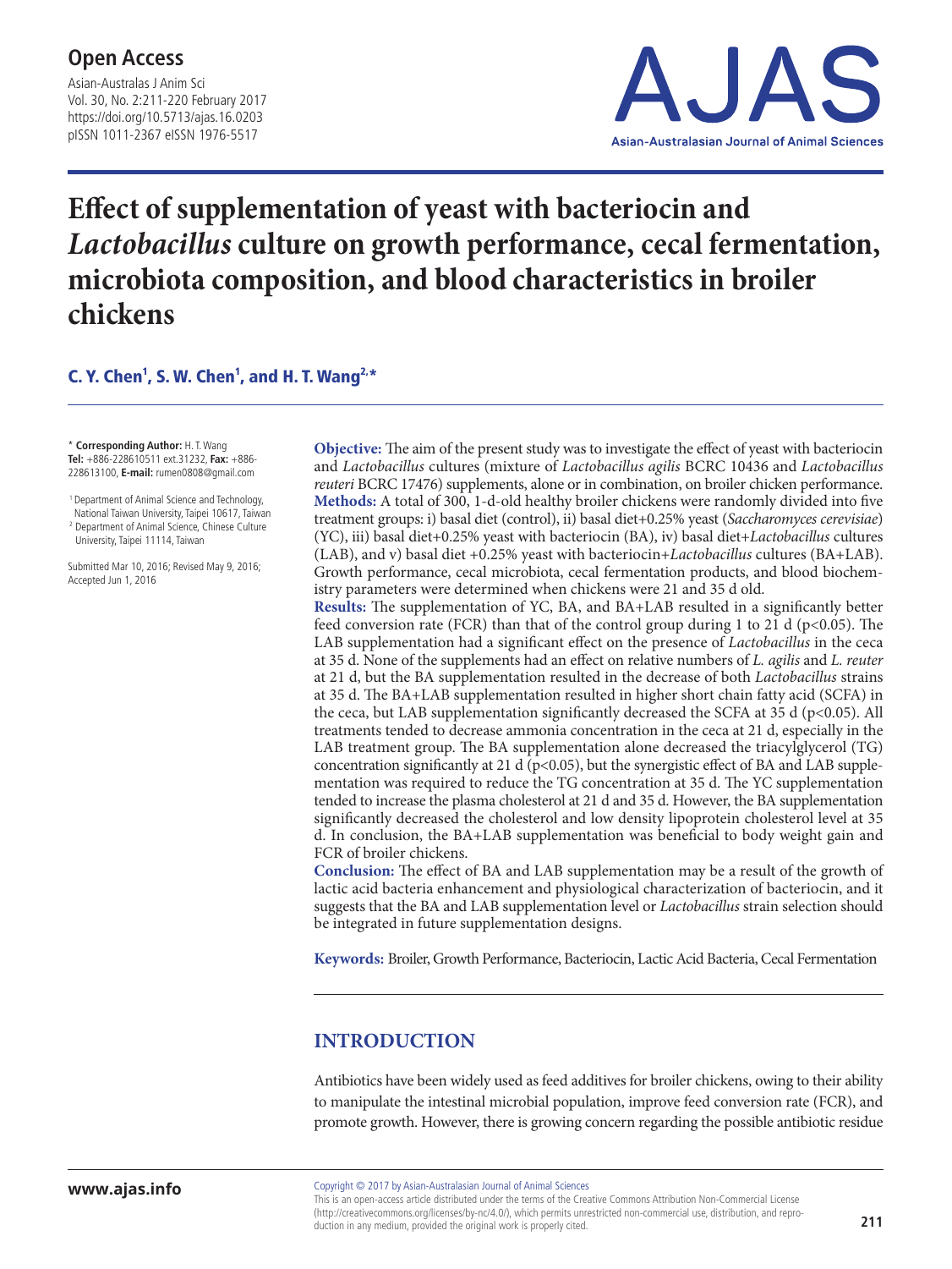**Open Access**

# Effect of supplementation of yeast with bacteriocin and *Lactobacillus* culture on growth performance, cecal fermentation, microbiota composition, and blood characteristics in broiler chickens

**C. Y. Chen[1], S. W. Chen[1], and H. T. Wang[2,*]**

\* **Corresponding Author:** H. T. Wang
**Tel:** +886-228610511 ext.31232, **Fax:** +886-228613100, **E-mail:** rumen0808@gmail.com

[1] Department of Animal Science and Technology, National Taiwan University, Taipei 10617, Taiwan
[2] Department of Animal Science, Chinese Culture University, Taipei 11114, Taiwan

Submitted Mar 10, 2016; Revised May 9, 2016; Accepted Jun 1, 2016

**Objective:** The aim of the present study was to investigate the effect of yeast with bacteriocin and *Lactobacillus* cultures (mixture of *Lactobacillus agilis* BCRC 10436 and *Lactobacillus reuteri* BCRC 17476) supplements, alone or in combination, on broiler chicken performance.
**Methods:** A total of 300, 1-d-old healthy broiler chickens were randomly divided into five treatment groups: i) basal diet (control), ii) basal diet+0.25% yeast (*Saccharomyces cerevisiae*) (YC), iii) basal diet+0.25% yeast with bacteriocin (BA), iv) basal diet+*Lactobacillus* cultures (LAB), and v) basal diet +0.25% yeast with bacteriocin+*Lactobacillus* cultures (BA+LAB). Growth performance, cecal microbiota, cecal fermentation products, and blood biochemistry parameters were determined when chickens were 21 and 35 d old.
**Results:** The supplementation of YC, BA, and BA+LAB resulted in a significantly better feed conversion rate (FCR) than that of the control group during 1 to 21 d ($p<0.05$). The LAB supplementation had a significant effect on the presence of *Lactobacillus* in the ceca at 35 d. None of the supplements had an effect on relative numbers of *L. agilis* and *L. reuter* at 21 d, but the BA supplementation resulted in the decrease of both *Lactobacillus* strains at 35 d. The BA+LAB supplementation resulted in higher short chain fatty acid (SCFA) in the ceca, but LAB supplementation significantly decreased the SCFA at 35 d ($p<0.05$). All treatments tended to decrease ammonia concentration in the ceca at 21 d, especially in the LAB treatment group. The BA supplementation alone decreased the triacylglycerol (TG) concentration significantly at 21 d ($p<0.05$), but the synergistic effect of BA and LAB supplementation was required to reduce the TG concentration at 35 d. The YC supplementation tended to increase the plasma cholesterol at 21 d and 35 d. However, the BA supplementation significantly decreased the cholesterol and low density lipoprotein cholesterol level at 35 d. In conclusion, the BA+LAB supplementation was beneficial to body weight gain and FCR of broiler chickens.
**Conclusion:** The effect of BA and LAB supplementation may be a result of the growth of lactic acid bacteria enhancement and physiological characterization of bacteriocin, and it suggests that the BA and LAB supplementation level or *Lactobacillus* strain selection should be integrated in future supplementation designs.

**Keywords:** Broiler, Growth Performance, Bacteriocin, Lactic Acid Bacteria, Cecal Fermentation

## INTRODUCTION

Antibiotics have been widely used as feed additives for broiler chickens, owing to their ability to manipulate the intestinal microbial population, improve feed conversion rate (FCR), and promote growth. However, there is growing concern regarding the possible antibiotic residue

Copyright © 2017 by Asian-Australasian Journal of Animal Sciences
This is an open-access article distributed under the terms of the Creative Commons Attribution Non-Commercial License (http://creativecommons.org/licenses/by-nc/4.0/), which permits unrestricted non-commercial use, distribution, and reproduction in any medium, provided the original work is properly cited.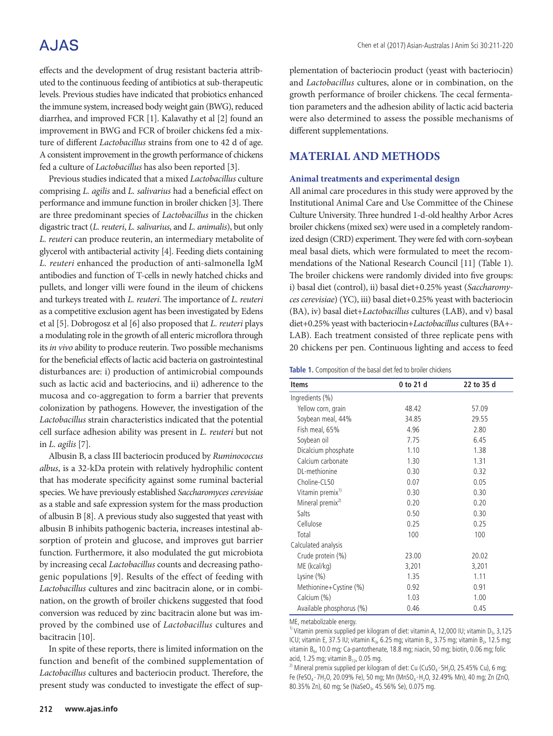effects and the development of drug resistant bacteria attributed to the continuous feeding of antibiotics at sub-therapeutic levels. Previous studies have indicated that probiotics enhanced the immune system, increased body weight gain (BWG), reduced diarrhea, and improved FCR [1]. Kalavathy et al [2] found an improvement in BWG and FCR of broiler chickens fed a mixture of different *Lactobacillus* strains from one to 42 d of age. A consistent improvement in the growth performance of chickens fed a culture of *Lactobacillus* has also been reported [3].

Previous studies indicated that a mixed *Lactobacillus* culture comprising *L. agilis* and *L. salivarius* had a beneficial effect on performance and immune function in broiler chicken [3]. There are three predominant species of *Lactobacillus* in the chicken digastric tract (*L. reuteri*, *L. salivarius*, and *L. animalis*), but only *L. reuteri* can produce reuterin, an intermediary metabolite of glycerol with antibacterial activity [4]. Feeding diets containing *L. reuteri* enhanced the production of anti-salmonella IgM antibodies and function of T-cells in newly hatched chicks and pullets, and longer villi were found in the ileum of chickens and turkeys treated with *L. reuteri*. The importance of *L. reuteri* as a competitive exclusion agent has been investigated by Edens et al [5]. Dobrogosz et al [6] also proposed that *L. reuteri* plays a modulating role in the growth of all enteric microflora through its *in vivo* ability to produce reuterin. Two possible mechanisms for the beneficial effects of lactic acid bacteria on gastrointestinal disturbances are: i) production of antimicrobial compounds such as lactic acid and bacteriocins, and ii) adherence to the mucosa and co-aggregation to form a barrier that prevents colonization by pathogens. However, the investigation of the *Lactobacillus* strain characteristics indicated that the potential cell surface adhesion ability was present in *L. reuteri* but not in *L. agilis* [7].

Albusin B, a class III bacteriocin produced by *Ruminococcus albus*, is a 32-kDa protein with relatively hydrophilic content that has moderate specificity against some ruminal bacterial species. We have previously established *Saccharomyces cerevisiae* as a stable and safe expression system for the mass production of albusin B [8]. A previous study also suggested that yeast with albusin B inhibits pathogenic bacteria, increases intestinal absorption of protein and glucose, and improves gut barrier function. Furthermore, it also modulated the gut microbiota by increasing cecal *Lactobacillus* counts and decreasing pathogenic populations [9]. Results of the effect of feeding with *Lactobacillus* cultures and zinc bacitracin alone, or in combination, on the growth of broiler chickens suggested that food conversion was reduced by zinc bacitracin alone but was improved by the combined use of *Lactobacillus* cultures and bacitracin [10].

In spite of these reports, there is limited information on the function and benefit of the combined supplementation of *Lactobacillus* cultures and bacteriocin product. Therefore, the present study was conducted to investigate the effect of supplementation of bacteriocin product (yeast with bacteriocin) and *Lactobacillus* cultures, alone or in combination, on the growth performance of broiler chickens. The cecal fermentation parameters and the adhesion ability of lactic acid bacteria were also determined to assess the possible mechanisms of different supplementations.

## MATERIAL AND METHODS

### Animal treatments and experimental design

All animal care procedures in this study were approved by the Institutional Animal Care and Use Committee of the Chinese Culture University. Three hundred 1-d-old healthy Arbor Acres broiler chickens (mixed sex) were used in a completely randomized design (CRD) experiment. They were fed with corn-soybean meal basal diets, which were formulated to meet the recommendations of the National Research Council [11] (Table 1). The broiler chickens were randomly divided into five groups: i) basal diet (control), ii) basal diet+0.25% yeast (*Saccharomyces cerevisiae*) (YC), iii) basal diet+0.25% yeast with bacteriocin (BA), iv) basal diet+*Lactobacillus* cultures (LAB), and v) basal diet+0.25% yeast with bacteriocin+*Lactobacillus* cultures (BA+LAB). Each treatment consisted of three replicate pens with 20 chickens per pen. Continuous lighting and access to feed

**Table 1.** Composition of the basal diet fed to broiler chickens

| Items | 0 to 21 d | 22 to 35 d |
|---|---|---|
| Ingredients (%) | | |
| Yellow corn, grain | 48.42 | 57.09 |
| Soybean meal, 44% | 34.85 | 29.55 |
| Fish meal, 65% | 4.96 | 2.80 |
| Soybean oil | 7.75 | 6.45 |
| Dicalcium phosphate | 1.10 | 1.38 |
| Calcium carbonate | 1.30 | 1.31 |
| DL-methionine | 0.30 | 0.32 |
| Choline-CL50 | 0.07 | 0.05 |
| Vitamin premix[1)] | 0.30 | 0.30 |
| Mineral premix[2)] | 0.20 | 0.20 |
| Salts | 0.50 | 0.30 |
| Cellulose | 0.25 | 0.25 |
| Total | 100 | 100 |
| Calculated analysis | | |
| Crude protein (%) | 23.00 | 20.02 |
| ME (kcal/kg) | 3,201 | 3,201 |
| Lysine (%) | 1.35 | 1.11 |
| Methionine+Cystine (%) | 0.92 | 0.91 |
| Calcium (%) | 1.03 | 1.00 |
| Available phosphorus (%) | 0.46 | 0.45 |

ME, metabolizable energy.

[1)] Vitamin premix supplied per kilogram of diet: vitamin A, 12,000 IU; vitamin $D_3$, 3,125 ICU; vitamin E, 37.5 IU; vitamin $K_3$, 6.25 mg; vitamin $B_1$, 3.75 mg; vitamin $B_2$, 12.5 mg; vitamin $B_6$, 10.0 mg; Ca-pantothenate, 18.8 mg; niacin, 50 mg; biotin, 0.06 mg; folic acid, 1.25 mg; vitamin $B_{12}$, 0.05 mg.

[2)] Mineral premix supplied per kilogram of diet: Cu ($CuSO_4 \cdot 5H_2O$, 25.45% Cu), 6 mg; Fe ($FeSO_4 \cdot 7H_2O$, 20.09% Fe), 50 mg; Mn ($MnSO_4 \cdot H_2O$, 32.49% Mn), 40 mg; Zn (ZnO, 80.35% Zn), 60 mg; Se ($NaSeO_3$, 45.56% Se), 0.075 mg.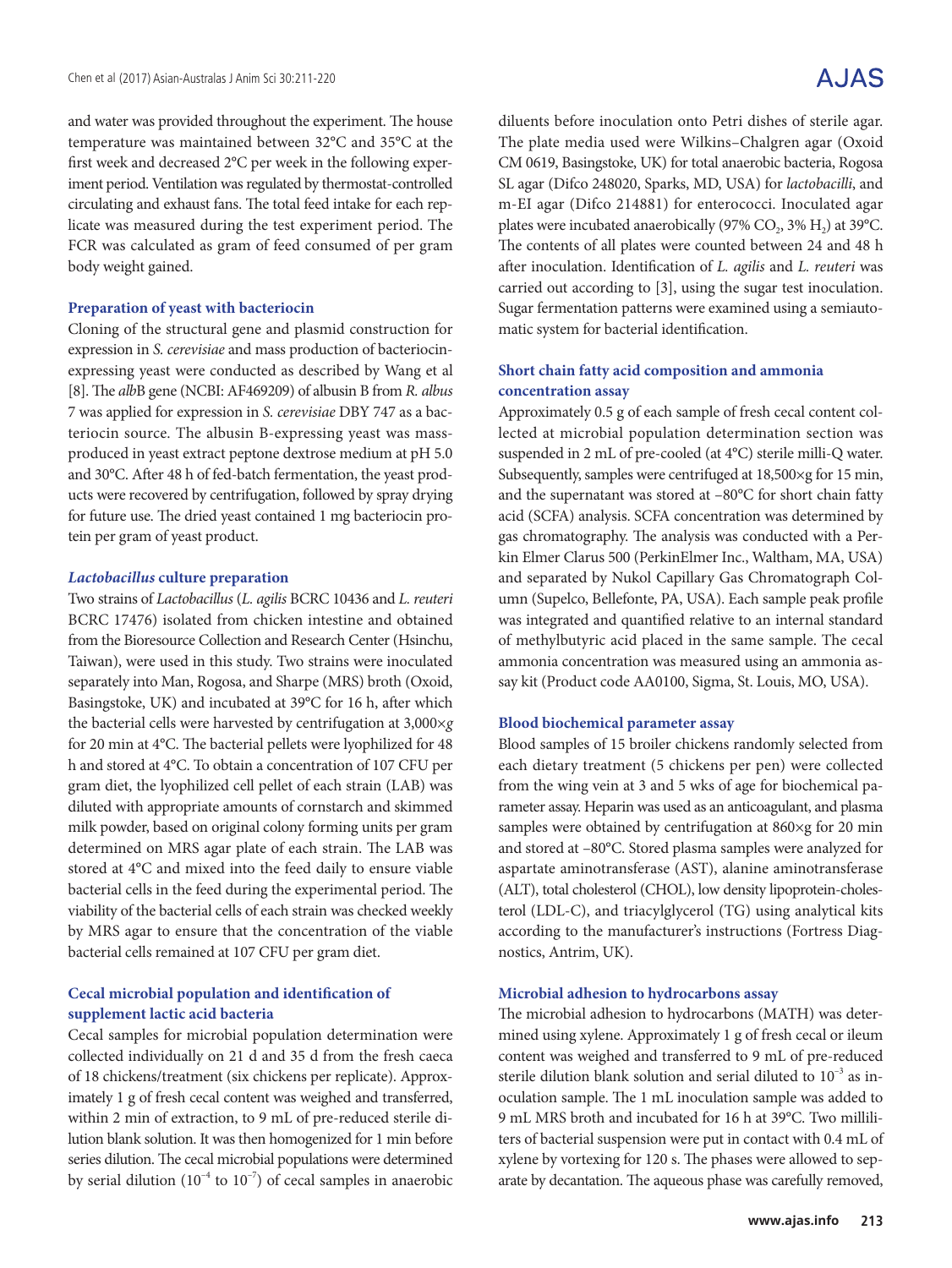and water was provided throughout the experiment. The house temperature was maintained between 32°C and 35°C at the first week and decreased 2°C per week in the following experiment period. Ventilation was regulated by thermostat-controlled circulating and exhaust fans. The total feed intake for each replicate was measured during the test experiment period. The FCR was calculated as gram of feed consumed of per gram body weight gained.

### Preparation of yeast with bacteriocin

Cloning of the structural gene and plasmid construction for expression in *S. cerevisiae* and mass production of bacteriocin-expressing yeast were conducted as described by Wang et al [8]. The *alb*B gene (NCBI: AF469209) of albusin B from *R. albus* 7 was applied for expression in *S. cerevisiae* DBY 747 as a bacteriocin source. The albusin B-expressing yeast was mass-produced in yeast extract peptone dextrose medium at pH 5.0 and 30°C. After 48 h of fed-batch fermentation, the yeast products were recovered by centrifugation, followed by spray drying for future use. The dried yeast contained 1 mg bacteriocin protein per gram of yeast product.

### *Lactobacillus* culture preparation

Two strains of *Lactobacillus* (*L. agilis* BCRC 10436 and *L. reuteri* BCRC 17476) isolated from chicken intestine and obtained from the Bioresource Collection and Research Center (Hsinchu, Taiwan), were used in this study. Two strains were inoculated separately into Man, Rogosa, and Sharpe (MRS) broth (Oxoid, Basingstoke, UK) and incubated at 39°C for 16 h, after which the bacterial cells were harvested by centrifugation at 3,000×*g* for 20 min at 4°C. The bacterial pellets were lyophilized for 48 h and stored at 4°C. To obtain a concentration of 107 CFU per gram diet, the lyophilized cell pellet of each strain (LAB) was diluted with appropriate amounts of cornstarch and skimmed milk powder, based on original colony forming units per gram determined on MRS agar plate of each strain. The LAB was stored at 4°C and mixed into the feed daily to ensure viable bacterial cells in the feed during the experimental period. The viability of the bacterial cells of each strain was checked weekly by MRS agar to ensure that the concentration of the viable bacterial cells remained at 107 CFU per gram diet.

### Cecal microbial population and identification of supplement lactic acid bacteria

Cecal samples for microbial population determination were collected individually on 21 d and 35 d from the fresh caeca of 18 chickens/treatment (six chickens per replicate). Approximately 1 g of fresh cecal content was weighed and transferred, within 2 min of extraction, to 9 mL of pre-reduced sterile dilution blank solution. It was then homogenized for 1 min before series dilution. The cecal microbial populations were determined by serial dilution ($10^{-4}$ to $10^{-7}$) of cecal samples in anaerobic diluents before inoculation onto Petri dishes of sterile agar. The plate media used were Wilkins–Chalgren agar (Oxoid CM 0619, Basingstoke, UK) for total anaerobic bacteria, Rogosa SL agar (Difco 248020, Sparks, MD, USA) for *lactobacilli*, and m-EI agar (Difco 214881) for enterococci. Inoculated agar plates were incubated anaerobically (97% $CO_2$, 3% $H_2$) at 39°C. The contents of all plates were counted between 24 and 48 h after inoculation. Identification of *L. agilis* and *L. reuteri* was carried out according to [3], using the sugar test inoculation. Sugar fermentation patterns were examined using a semiautomatic system for bacterial identification.

### Short chain fatty acid composition and ammonia concentration assay

Approximately 0.5 g of each sample of fresh cecal content collected at microbial population determination section was suspended in 2 mL of pre-cooled (at 4°C) sterile milli-Q water. Subsequently, samples were centrifuged at 18,500×g for 15 min, and the supernatant was stored at –80°C for short chain fatty acid (SCFA) analysis. SCFA concentration was determined by gas chromatography. The analysis was conducted with a Perkin Elmer Clarus 500 (PerkinElmer Inc., Waltham, MA, USA) and separated by Nukol Capillary Gas Chromatograph Column (Supelco, Bellefonte, PA, USA). Each sample peak profile was integrated and quantified relative to an internal standard of methylbutyric acid placed in the same sample. The cecal ammonia concentration was measured using an ammonia assay kit (Product code AA0100, Sigma, St. Louis, MO, USA).

### Blood biochemical parameter assay

Blood samples of 15 broiler chickens randomly selected from each dietary treatment (5 chickens per pen) were collected from the wing vein at 3 and 5 wks of age for biochemical parameter assay. Heparin was used as an anticoagulant, and plasma samples were obtained by centrifugation at 860×g for 20 min and stored at –80°C. Stored plasma samples were analyzed for aspartate aminotransferase (AST), alanine aminotransferase (ALT), total cholesterol (CHOL), low density lipoprotein-cholesterol (LDL-C), and triacylglycerol (TG) using analytical kits according to the manufacturer's instructions (Fortress Diagnostics, Antrim, UK).

### Microbial adhesion to hydrocarbons assay

The microbial adhesion to hydrocarbons (MATH) was determined using xylene. Approximately 1 g of fresh cecal or ileum content was weighed and transferred to 9 mL of pre-reduced sterile dilution blank solution and serial diluted to $10^{-3}$ as inoculation sample. The 1 mL inoculation sample was added to 9 mL MRS broth and incubated for 16 h at 39°C. Two milliliters of bacterial suspension were put in contact with 0.4 mL of xylene by vortexing for 120 s. The phases were allowed to separate by decantation. The aqueous phase was carefully removed,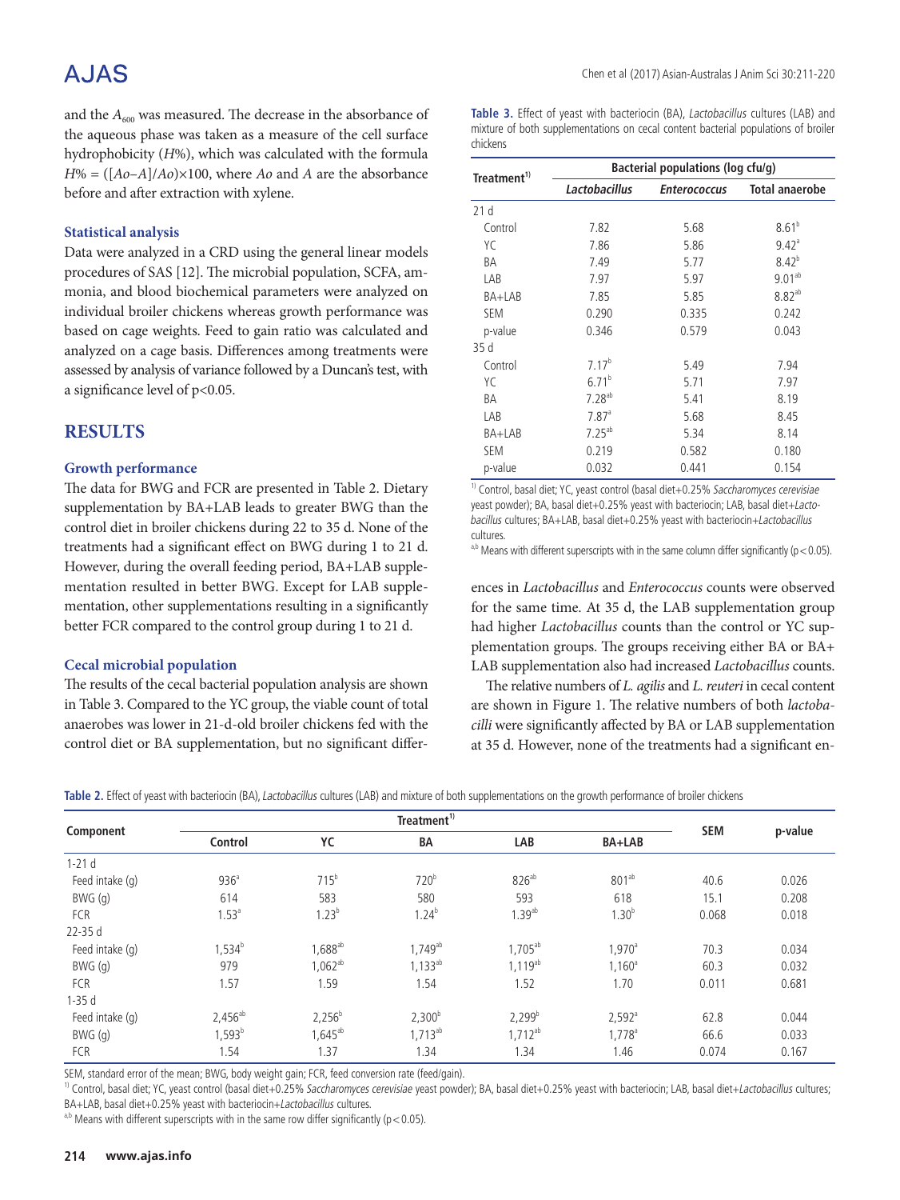and the $A_{600}$ was measured. The decrease in the absorbance of the aqueous phase was taken as a measure of the cell surface hydrophobicity ($H$%), which was calculated with the formula $H\% = ([Ao-A]/Ao)\times100$, where $Ao$ and $A$ are the absorbance before and after extraction with xylene.

### Statistical analysis

Data were analyzed in a CRD using the general linear models procedures of SAS [12]. The microbial population, SCFA, ammonia, and blood biochemical parameters were analyzed on individual broiler chickens whereas growth performance was based on cage weights. Feed to gain ratio was calculated and analyzed on a cage basis. Differences among treatments were assessed by analysis of variance followed by a Duncan's test, with a significance level of $p<0.05$.

## RESULTS

### Growth performance

The data for BWG and FCR are presented in Table 2. Dietary supplementation by BA+LAB leads to greater BWG than the control diet in broiler chickens during 22 to 35 d. None of the treatments had a significant effect on BWG during 1 to 21 d. However, during the overall feeding period, BA+LAB supplementation resulted in better BWG. Except for LAB supplementation, other supplementations resulting in a significantly better FCR compared to the control group during 1 to 21 d.

### Cecal microbial population

The results of the cecal bacterial population analysis are shown in Table 3. Compared to the YC group, the viable count of total anaerobes was lower in 21-d-old broiler chickens fed with the control diet or BA supplementation, but no significant differences in *Lactobacillus* and *Enterococcus* counts were observed for the same time. At 35 d, the LAB supplementation group had higher *Lactobacillus* counts than the control or YC supplementation groups. The groups receiving either BA or BA+LAB supplementation also had increased *Lactobacillus* counts.

The relative numbers of *L. agilis* and *L. reuteri* in cecal content are shown in Figure 1. The relative numbers of both *lactobacilli* were significantly affected by BA or LAB supplementation at 35 d. However, none of the treatments had a significant en-

**Table 3.** Effect of yeast with bacteriocin (BA), *Lactobacillus* cultures (LAB) and mixture of both supplementations on cecal content bacterial populations of broiler chickens

| Treatment[1] | Bacterial populations (log cfu/g) | | |
|---|---|---|---|
| | *Lactobacillus* | *Enterococcus* | Total anaerobe |
| 21 d | | | |
| Control | 7.82 | 5.68 | 8.61[b] |
| YC | 7.86 | 5.86 | 9.42[a] |
| BA | 7.49 | 5.77 | 8.42[b] |
| LAB | 7.97 | 5.97 | 9.01[ab] |
| BA+LAB | 7.85 | 5.85 | 8.82[ab] |
| SEM | 0.290 | 0.335 | 0.242 |
| p-value | 0.346 | 0.579 | 0.043 |
| 35 d | | | |
| Control | 7.17[b] | 5.49 | 7.94 |
| YC | 6.71[b] | 5.71 | 7.97 |
| BA | 7.28[ab] | 5.41 | 8.19 |
| LAB | 7.87[a] | 5.68 | 8.45 |
| BA+LAB | 7.25[ab] | 5.34 | 8.14 |
| SEM | 0.219 | 0.582 | 0.180 |
| p-value | 0.032 | 0.441 | 0.154 |

[1] Control, basal diet; YC, yeast control (basal diet+0.25% *Saccharomyces cerevisiae* yeast powder); BA, basal diet+0.25% yeast with bacteriocin; LAB, basal diet+*Lactobacillus* cultures; BA+LAB, basal diet+0.25% yeast with bacteriocin+*Lactobacillus* cultures.

[a,b] Means with different superscripts with in the same column differ significantly ($p<0.05$).

**Table 2.** Effect of yeast with bacteriocin (BA), *Lactobacillus* cultures (LAB) and mixture of both supplementations on the growth performance of broiler chickens

| Component | Treatment[1] | | | | | SEM | p-value |
|---|---|---|---|---|---|---|---|
| | Control | YC | BA | LAB | BA+LAB | | |
| 1-21 d | | | | | | | |
| Feed intake (g) | 936[a] | 715[b] | 720[b] | 826[ab] | 801[ab] | 40.6 | 0.026 |
| BWG (g) | 614 | 583 | 580 | 593 | 618 | 15.1 | 0.208 |
| FCR | 1.53[a] | 1.23[b] | 1.24[b] | 1.39[ab] | 1.30[b] | 0.068 | 0.018 |
| 22-35 d | | | | | | | |
| Feed intake (g) | 1,534[b] | 1,688[ab] | 1,749[ab] | 1,705[ab] | 1,970[a] | 70.3 | 0.034 |
| BWG (g) | 979 | 1,062[ab] | 1,133[ab] | 1,119[ab] | 1,160[a] | 60.3 | 0.032 |
| FCR | 1.57 | 1.59 | 1.54 | 1.52 | 1.70 | 0.011 | 0.681 |
| 1-35 d | | | | | | | |
| Feed intake (g) | 2,456[ab] | 2,256[b] | 2,300[b] | 2,299[b] | 2,592[a] | 62.8 | 0.044 |
| BWG (g) | 1,593[b] | 1,645[ab] | 1,713[ab] | 1,712[ab] | 1,778[a] | 66.6 | 0.033 |
| FCR | 1.54 | 1.37 | 1.34 | 1.34 | 1.46 | 0.074 | 0.167 |

SEM, standard error of the mean; BWG, body weight gain; FCR, feed conversion rate (feed/gain).

[1] Control, basal diet; YC, yeast control (basal diet+0.25% *Saccharomyces cerevisiae* yeast powder); BA, basal diet+0.25% yeast with bacteriocin; LAB, basal diet+*Lactobacillus* cultures; BA+LAB, basal diet+0.25% yeast with bacteriocin+*Lactobacillus* cultures.

[a,b] Means with different superscripts with in the same row differ significantly ($p<0.05$).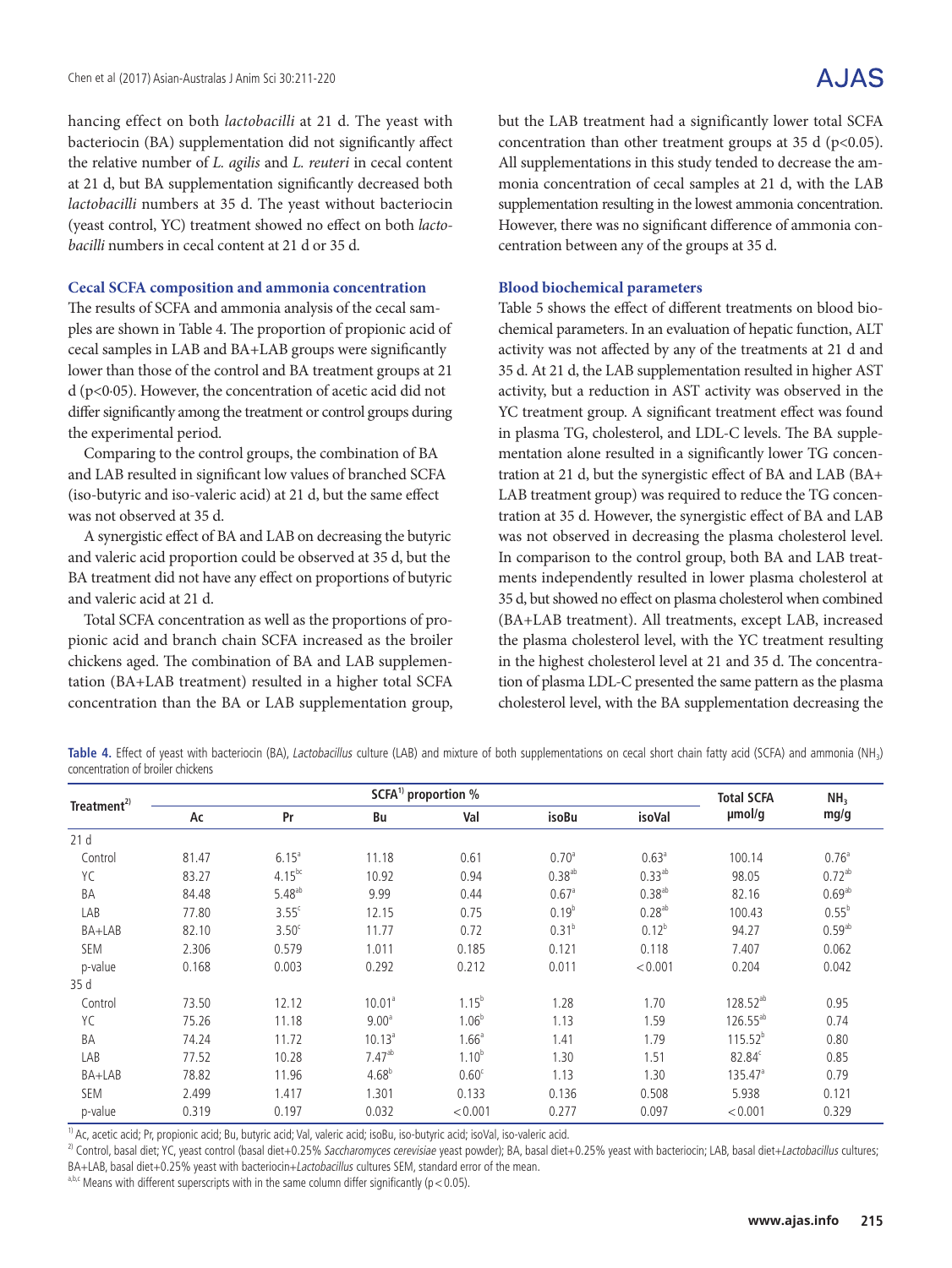hancing effect on both *lactobacilli* at 21 d. The yeast with bacteriocin (BA) supplementation did not significantly affect the relative number of *L. agilis* and *L. reuteri* in cecal content at 21 d, but BA supplementation significantly decreased both *lactobacilli* numbers at 35 d. The yeast without bacteriocin (yeast control, YC) treatment showed no effect on both *lactobacilli* numbers in cecal content at 21 d or 35 d.

### Cecal SCFA composition and ammonia concentration

The results of SCFA and ammonia analysis of the cecal samples are shown in Table 4. The proportion of propionic acid of cecal samples in LAB and BA+LAB groups were significantly lower than those of the control and BA treatment groups at 21 d ($p<0.05$). However, the concentration of acetic acid did not differ significantly among the treatment or control groups during the experimental period.

Comparing to the control groups, the combination of BA and LAB resulted in significant low values of branched SCFA (iso-butyric and iso-valeric acid) at 21 d, but the same effect was not observed at 35 d.

A synergistic effect of BA and LAB on decreasing the butyric and valeric acid proportion could be observed at 35 d, but the BA treatment did not have any effect on proportions of butyric and valeric acid at 21 d.

Total SCFA concentration as well as the proportions of propionic acid and branch chain SCFA increased as the broiler chickens aged. The combination of BA and LAB supplementation (BA+LAB treatment) resulted in a higher total SCFA concentration than the BA or LAB supplementation group, but the LAB treatment had a significantly lower total SCFA concentration than other treatment groups at 35 d ($p<0.05$). All supplementations in this study tended to decrease the ammonia concentration of cecal samples at 21 d, with the LAB supplementation resulting in the lowest ammonia concentration. However, there was no significant difference of ammonia concentration between any of the groups at 35 d.

### Blood biochemical parameters

Table 5 shows the effect of different treatments on blood biochemical parameters. In an evaluation of hepatic function, ALT activity was not affected by any of the treatments at 21 d and 35 d. At 21 d, the LAB supplementation resulted in higher AST activity, but a reduction in AST activity was observed in the YC treatment group. A significant treatment effect was found in plasma TG, cholesterol, and LDL-C levels. The BA supplementation alone resulted in a significantly lower TG concentration at 21 d, but the synergistic effect of BA and LAB (BA+LAB treatment group) was required to reduce the TG concentration at 35 d. However, the synergistic effect of BA and LAB was not observed in decreasing the plasma cholesterol level. In comparison to the control group, both BA and LAB treatments independently resulted in lower plasma cholesterol at 35 d, but showed no effect on plasma cholesterol when combined (BA+LAB treatment). All treatments, except LAB, increased the plasma cholesterol level, with the YC treatment resulting in the highest cholesterol level at 21 and 35 d. The concentration of plasma LDL-C presented the same pattern as the plasma cholesterol level, with the BA supplementation decreasing the

**Table 4.** Effect of yeast with bacteriocin (BA), *Lactobacillus* culture (LAB) and mixture of both supplementations on cecal short chain fatty acid (SCFA) and ammonia ($NH_3$) concentration of broiler chickens

| Treatment[2] | SCFA[1] proportion % | | | | | | Total SCFA μmol/g | $NH_3$ mg/g |
|---|---|---|---|---|---|---|---|---|
| | Ac | Pr | Bu | Val | isoBu | isoVal | | |
| 21 d | | | | | | | | |
| Control | 81.47 | 6.15$^{a}$ | 11.18 | 0.61 | 0.70$^{a}$ | 0.63$^{a}$ | 100.14 | 0.76$^{a}$ |
| YC | 83.27 | 4.15$^{bc}$ | 10.92 | 0.94 | 0.38$^{ab}$ | 0.33$^{ab}$ | 98.05 | 0.72$^{ab}$ |
| BA | 84.48 | 5.48$^{ab}$ | 9.99 | 0.44 | 0.67$^{a}$ | 0.38$^{ab}$ | 82.16 | 0.69$^{ab}$ |
| LAB | 77.80 | 3.55$^{c}$ | 12.15 | 0.75 | 0.19$^{b}$ | 0.28$^{ab}$ | 100.43 | 0.55$^{b}$ |
| BA+LAB | 82.10 | 3.50$^{c}$ | 11.77 | 0.72 | 0.31$^{b}$ | 0.12$^{b}$ | 94.27 | 0.59$^{ab}$ |
| SEM | 2.306 | 0.579 | 1.011 | 0.185 | 0.121 | 0.118 | 7.407 | 0.062 |
| p-value | 0.168 | 0.003 | 0.292 | 0.212 | 0.011 | <0.001 | 0.204 | 0.042 |
| 35 d | | | | | | | | |
| Control | 73.50 | 12.12 | 10.01$^{a}$ | 1.15$^{b}$ | 1.28 | 1.70 | 128.52$^{ab}$ | 0.95 |
| YC | 75.26 | 11.18 | 9.00$^{a}$ | 1.06$^{b}$ | 1.13 | 1.59 | 126.55$^{ab}$ | 0.74 |
| BA | 74.24 | 11.72 | 10.13$^{a}$ | 1.66$^{a}$ | 1.41 | 1.79 | 115.52$^{b}$ | 0.80 |
| LAB | 77.52 | 10.28 | 7.47$^{ab}$ | 1.10$^{b}$ | 1.30 | 1.51 | 82.84$^{c}$ | 0.85 |
| BA+LAB | 78.82 | 11.96 | 4.68$^{b}$ | 0.60$^{c}$ | 1.13 | 1.30 | 135.47$^{a}$ | 0.79 |
| SEM | 2.499 | 1.417 | 1.301 | 0.133 | 0.136 | 0.508 | 5.938 | 0.121 |
| p-value | 0.319 | 0.197 | 0.032 | <0.001 | 0.277 | 0.097 | <0.001 | 0.329 |

[1] Ac, acetic acid; Pr, propionic acid; Bu, butyric acid; Val, valeric acid; isoBu, iso-butyric acid; isoVal, iso-valeric acid.

[2] Control, basal diet; YC, yeast control (basal diet+0.25% *Saccharomyces cerevisiae* yeast powder); BA, basal diet+0.25% yeast with bacteriocin; LAB, basal diet+*Lactobacillus* cultures; BA+LAB, basal diet+0.25% yeast with bacteriocin+*Lactobacillus* cultures SEM, standard error of the mean.

[a,b,c] Means with different superscripts with in the same column differ significantly ($p<0.05$).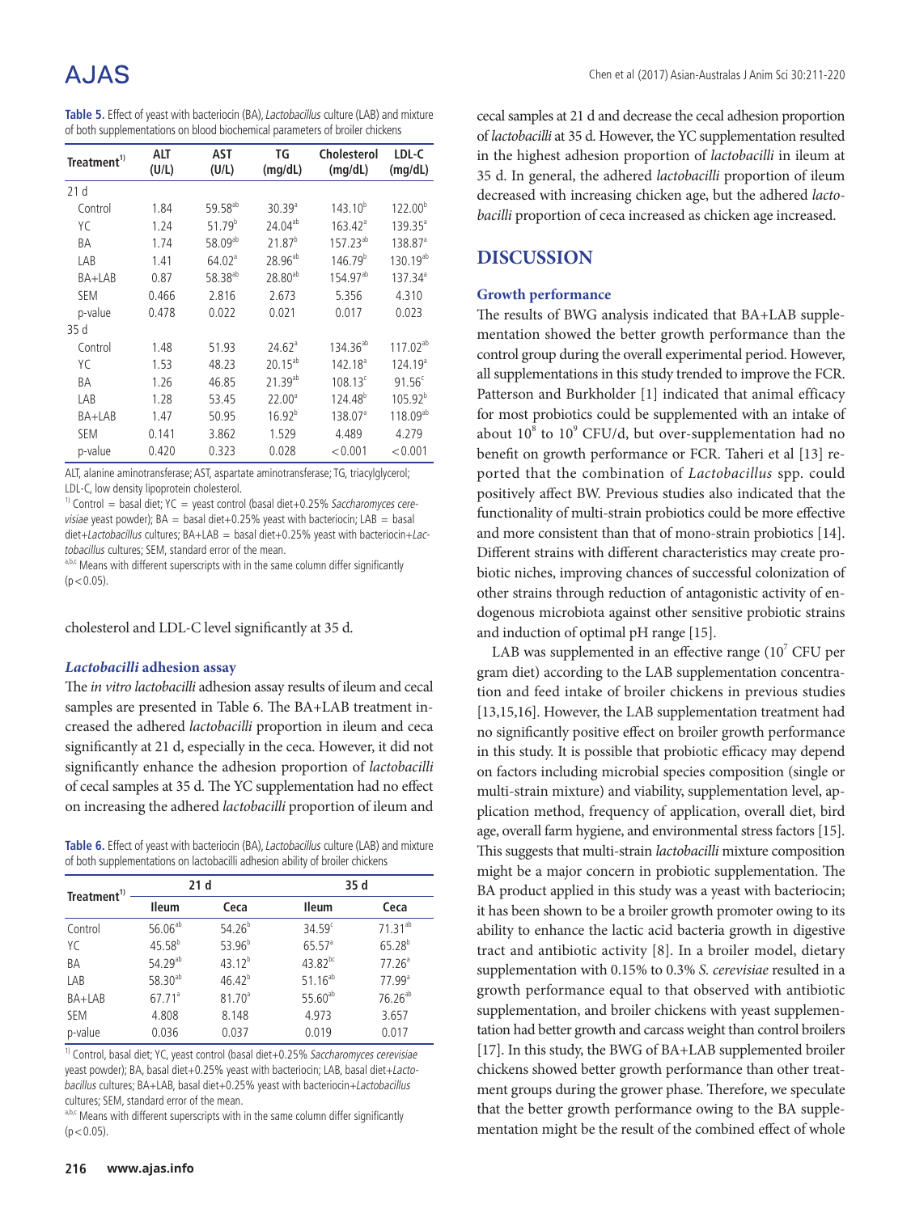**Table 5.** Effect of yeast with bacteriocin (BA), *Lactobacillus* culture (LAB) and mixture of both supplementations on blood biochemical parameters of broiler chickens

| Treatment[1)] | ALT (U/L) | AST (U/L) | TG (mg/dL) | Cholesterol (mg/dL) | LDL-C (mg/dL) |
|---|---|---|---|---|---|
| 21 d | | | | | |
| Control | 1.84 | 59.58[ab] | 30.39[a] | 143.10[b] | 122.00[b] |
| YC | 1.24 | 51.79[b] | 24.04[ab] | 163.42[a] | 139.35[a] |
| BA | 1.74 | 58.09[ab] | 21.87[b] | 157.23[ab] | 138.87[a] |
| LAB | 1.41 | 64.02[a] | 28.96[ab] | 146.79[b] | 130.19[ab] |
| BA+LAB | 0.87 | 58.38[ab] | 28.80[ab] | 154.97[ab] | 137.34[a] |
| SEM | 0.466 | 2.816 | 2.673 | 5.356 | 4.310 |
| p-value | 0.478 | 0.022 | 0.021 | 0.017 | 0.023 |
| 35 d | | | | | |
| Control | 1.48 | 51.93 | 24.62[a] | 134.36[ab] | 117.02[ab] |
| YC | 1.53 | 48.23 | 20.15[ab] | 142.18[a] | 124.19[a] |
| BA | 1.26 | 46.85 | 21.39[ab] | 108.13[c] | 91.56[c] |
| LAB | 1.28 | 53.45 | 22.00[a] | 124.48[b] | 105.92[b] |
| BA+LAB | 1.47 | 50.95 | 16.92[b] | 138.07[a] | 118.09[ab] |
| SEM | 0.141 | 3.862 | 1.529 | 4.489 | 4.279 |
| p-value | 0.420 | 0.323 | 0.028 | <0.001 | <0.001 |

ALT, alanine aminotransferase; AST, aspartate aminotransferase; TG, triacylglycerol; LDL-C, low density lipoprotein cholesterol.

[1)] Control = basal diet; YC = yeast control (basal diet+0.25% *Saccharomyces cerevisiae* yeast powder); BA = basal diet+0.25% yeast with bacteriocin; LAB = basal diet+*Lactobacillus* cultures; BA+LAB = basal diet+0.25% yeast with bacteriocin+*Lactobacillus* cultures; SEM, standard error of the mean.

[a,b,c] Means with different superscripts with in the same column differ significantly ($p<0.05$).

cholesterol and LDL-C level significantly at 35 d.

### *Lactobacilli* adhesion assay

The *in vitro lactobacilli* adhesion assay results of ileum and cecal samples are presented in Table 6. The BA+LAB treatment increased the adhered *lactobacilli* proportion in ileum and ceca significantly at 21 d, especially in the ceca. However, it did not significantly enhance the adhesion proportion of *lactobacilli* of cecal samples at 35 d. The YC supplementation had no effect on increasing the adhered *lactobacilli* proportion of ileum and cecal samples at 21 d and decrease the cecal adhesion proportion of *lactobacilli* at 35 d. However, the YC supplementation resulted in the highest adhesion proportion of *lactobacilli* in ileum at 35 d. In general, the adhered *lactobacilli* proportion of ileum decreased with increasing chicken age, but the adhered *lactobacilli* proportion of ceca increased as chicken age increased.

**Table 6.** Effect of yeast with bacteriocin (BA), *Lactobacillus* culture (LAB) and mixture of both supplementations on lactobacilli adhesion ability of broiler chickens

| Treatment[1)] | 21 d | | 35 d | |
|---|---|---|---|---|
| | Ileum | Ceca | Ileum | Ceca |
| Control | 56.06[ab] | 54.26[b] | 34.59[c] | 71.31[ab] |
| YC | 45.58[b] | 53.96[b] | 65.57[a] | 65.28[b] |
| BA | 54.29[ab] | 43.12[b] | 43.82[bc] | 77.26[a] |
| LAB | 58.30[ab] | 46.42[b] | 51.16[ab] | 77.99[a] |
| BA+LAB | 67.71[a] | 81.70[a] | 55.60[ab] | 76.26[ab] |
| SEM | 4.808 | 8.148 | 4.973 | 3.657 |
| p-value | 0.036 | 0.037 | 0.019 | 0.017 |

[1)] Control, basal diet; YC, yeast control (basal diet+0.25% *Saccharomyces cerevisiae* yeast powder); BA, basal diet+0.25% yeast with bacteriocin; LAB, basal diet+*Lactobacillus* cultures; BA+LAB, basal diet+0.25% yeast with bacteriocin+*Lactobacillus* cultures; SEM, standard error of the mean.

[a,b,c] Means with different superscripts with in the same column differ significantly ($p<0.05$).

## DISCUSSION

### Growth performance

The results of BWG analysis indicated that BA+LAB supplementation showed the better growth performance than the control group during the overall experimental period. However, all supplementations in this study trended to improve the FCR. Patterson and Burkholder [1] indicated that animal efficacy for most probiotics could be supplemented with an intake of about $10^8$ to $10^9$ CFU/d, but over-supplementation had no benefit on growth performance or FCR. Taheri et al [13] reported that the combination of *Lactobacillus* spp. could positively affect BW. Previous studies also indicated that the functionality of multi-strain probiotics could be more effective and more consistent than that of mono-strain probiotics [14]. Different strains with different characteristics may create probiotic niches, improving chances of successful colonization of other strains through reduction of antagonistic activity of endogenous microbiota against other sensitive probiotic strains and induction of optimal pH range [15].

LAB was supplemented in an effective range ($10^7$ CFU per gram diet) according to the LAB supplementation concentration and feed intake of broiler chickens in previous studies [13,15,16]. However, the LAB supplementation treatment had no significantly positive effect on broiler growth performance in this study. It is possible that probiotic efficacy may depend on factors including microbial species composition (single or multi-strain mixture) and viability, supplementation level, application method, frequency of application, overall diet, bird age, overall farm hygiene, and environmental stress factors [15]. This suggests that multi-strain *lactobacilli* mixture composition might be a major concern in probiotic supplementation. The BA product applied in this study was a yeast with bacteriocin; it has been shown to be a broiler growth promoter owing to its ability to enhance the lactic acid bacteria growth in digestive tract and antibiotic activity [8]. In a broiler model, dietary supplementation with 0.15% to 0.3% *S. cerevisiae* resulted in a growth performance equal to that observed with antibiotic supplementation, and broiler chickens with yeast supplementation had better growth and carcass weight than control broilers [17]. In this study, the BWG of BA+LAB supplemented broiler chickens showed better growth performance than other treatment groups during the grower phase. Therefore, we speculate that the better growth performance owing to the BA supplementation might be the result of the combined effect of whole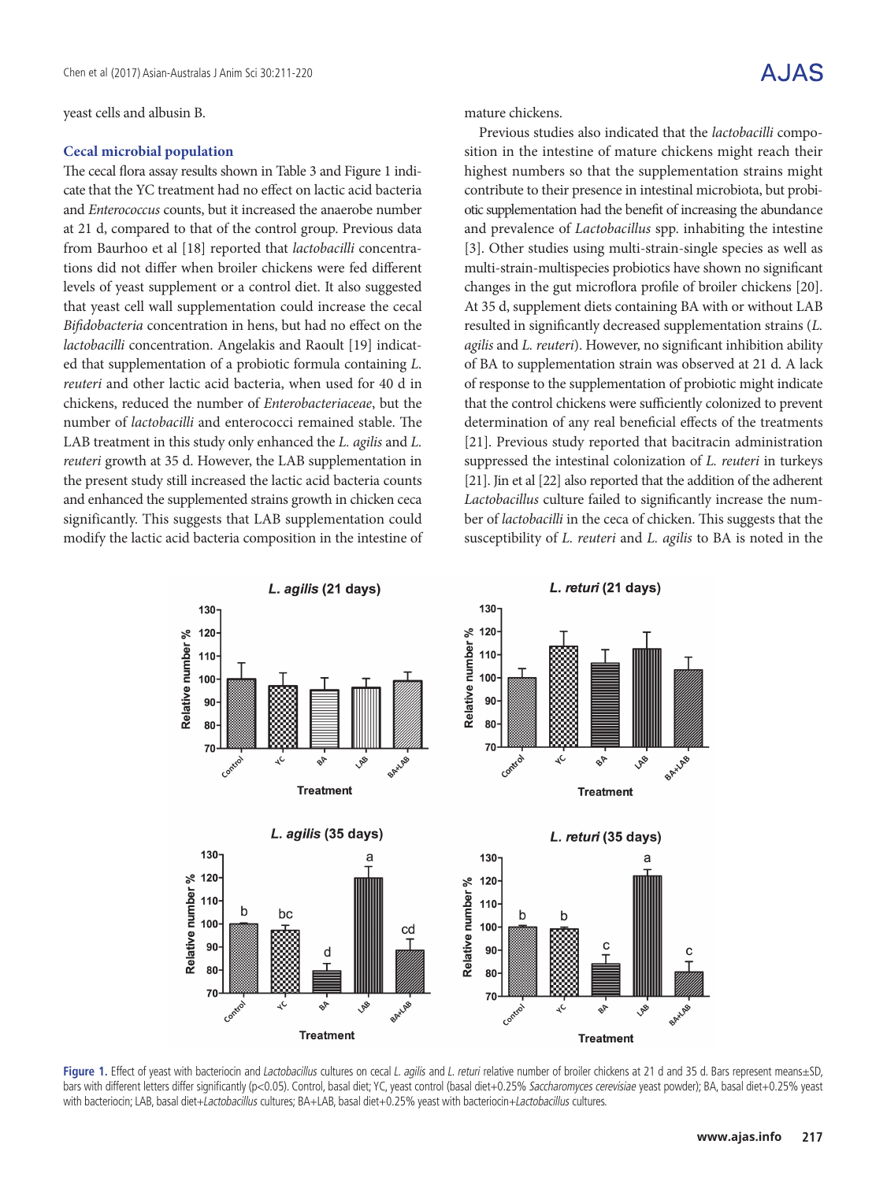yeast cells and albusin B.

### Cecal microbial population

The cecal flora assay results shown in Table 3 and Figure 1 indicate that the YC treatment had no effect on lactic acid bacteria and *Enterococcus* counts, but it increased the anaerobe number at 21 d, compared to that of the control group. Previous data from Baurhoo et al [18] reported that *lactobacilli* concentrations did not differ when broiler chickens were fed different levels of yeast supplement or a control diet. It also suggested that yeast cell wall supplementation could increase the cecal *Bifidobacteria* concentration in hens, but had no effect on the *lactobacilli* concentration. Angelakis and Raoult [19] indicated that supplementation of a probiotic formula containing *L. reuteri* and other lactic acid bacteria, when used for 40 d in chickens, reduced the number of *Enterobacteriaceae*, but the number of *lactobacilli* and enterococci remained stable. The LAB treatment in this study only enhanced the *L. agilis* and *L. reuteri* growth at 35 d. However, the LAB supplementation in the present study still increased the lactic acid bacteria counts and enhanced the supplemented strains growth in chicken ceca significantly. This suggests that LAB supplementation could modify the lactic acid bacteria composition in the intestine of mature chickens.

Previous studies also indicated that the *lactobacilli* composition in the intestine of mature chickens might reach their highest numbers so that the supplementation strains might contribute to their presence in intestinal microbiota, but probiotic supplementation had the benefit of increasing the abundance and prevalence of *Lactobacillus* spp. inhabiting the intestine [3]. Other studies using multi-strain-single species as well as multi-strain-multispecies probiotics have shown no significant changes in the gut microflora profile of broiler chickens [20]. At 35 d, supplement diets containing BA with or without LAB resulted in significantly decreased supplementation strains (*L. agilis* and *L. reuteri*). However, no significant inhibition ability of BA to supplementation strain was observed at 21 d. A lack of response to the supplementation of probiotic might indicate that the control chickens were sufficiently colonized to prevent determination of any real beneficial effects of the treatments [21]. Previous study reported that bacitracin administration suppressed the intestinal colonization of *L. reuteri* in turkeys [21]. Jin et al [22] also reported that the addition of the adherent *Lactobacillus* culture failed to significantly increase the number of *lactobacilli* in the ceca of chicken. This suggests that the susceptibility of *L. reuteri* and *L. agilis* to BA is noted in the

**Figure 1.** Effect of yeast with bacteriocin and *Lactobacillus* cultures on cecal *L. agilis* and *L. returi* relative number of broiler chickens at 21 d and 35 d. Bars represent means±SD, bars with different letters differ significantly (p<0.05). Control, basal diet; YC, yeast control (basal diet+0.25% *Saccharomyces cerevisiae* yeast powder); BA, basal diet+0.25% yeast with bacteriocin; LAB, basal diet+*Lactobacillus* cultures; BA+LAB, basal diet+0.25% yeast with bacteriocin+*Lactobacillus* cultures.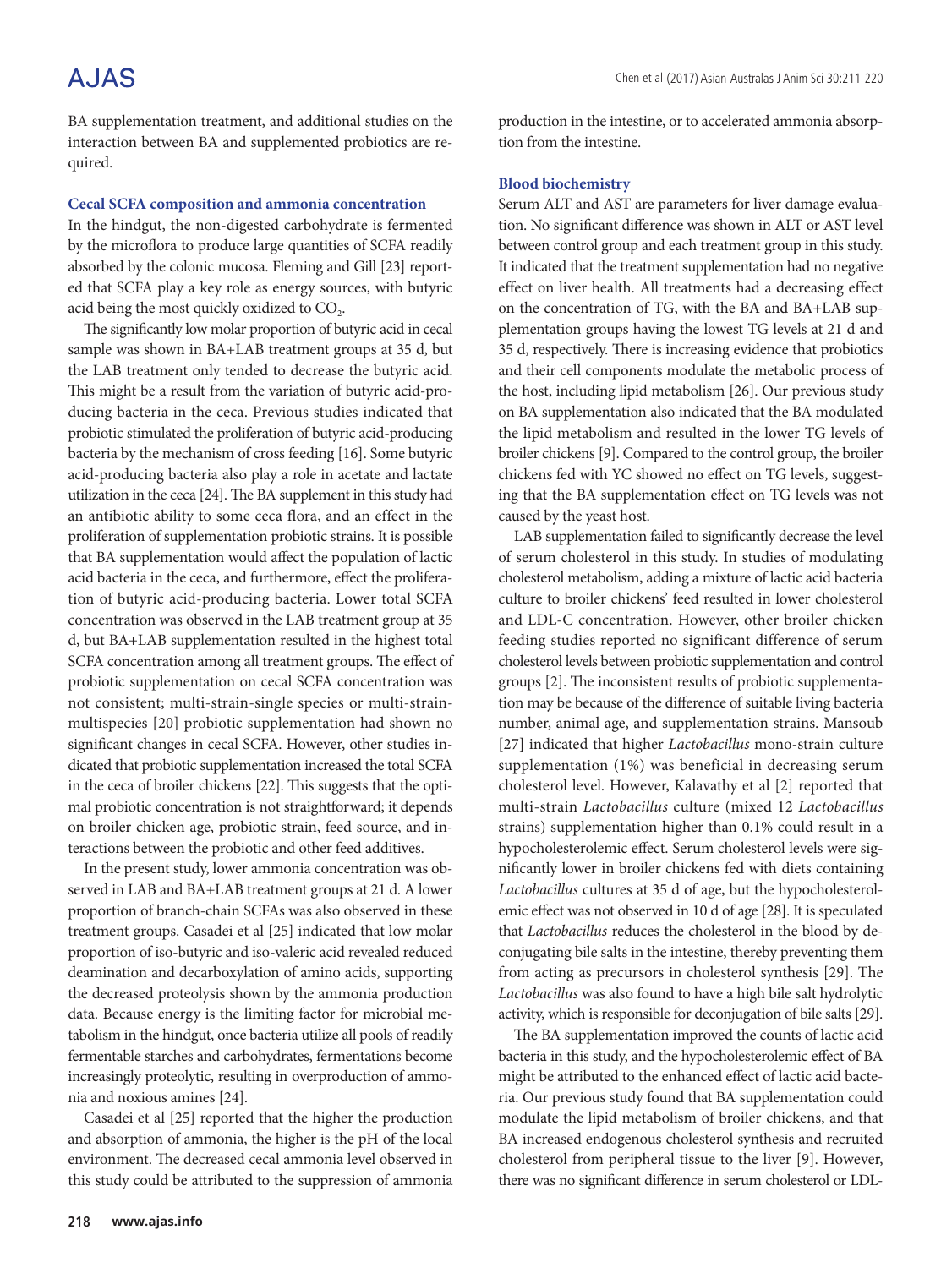BA supplementation treatment, and additional studies on the interaction between BA and supplemented probiotics are required.

### Cecal SCFA composition and ammonia concentration

In the hindgut, the non-digested carbohydrate is fermented by the microflora to produce large quantities of SCFA readily absorbed by the colonic mucosa. Fleming and Gill [23] reported that SCFA play a key role as energy sources, with butyric acid being the most quickly oxidized to $CO_2$.

The significantly low molar proportion of butyric acid in cecal sample was shown in BA+LAB treatment groups at 35 d, but the LAB treatment only tended to decrease the butyric acid. This might be a result from the variation of butyric acid-producing bacteria in the ceca. Previous studies indicated that probiotic stimulated the proliferation of butyric acid-producing bacteria by the mechanism of cross feeding [16]. Some butyric acid-producing bacteria also play a role in acetate and lactate utilization in the ceca [24]. The BA supplement in this study had an antibiotic ability to some ceca flora, and an effect in the proliferation of supplementation probiotic strains. It is possible that BA supplementation would affect the population of lactic acid bacteria in the ceca, and furthermore, effect the proliferation of butyric acid-producing bacteria. Lower total SCFA concentration was observed in the LAB treatment group at 35 d, but BA+LAB supplementation resulted in the highest total SCFA concentration among all treatment groups. The effect of probiotic supplementation on cecal SCFA concentration was not consistent; multi-strain-single species or multi-strain-multispecies [20] probiotic supplementation had shown no significant changes in cecal SCFA. However, other studies indicated that probiotic supplementation increased the total SCFA in the ceca of broiler chickens [22]. This suggests that the optimal probiotic concentration is not straightforward; it depends on broiler chicken age, probiotic strain, feed source, and interactions between the probiotic and other feed additives.

In the present study, lower ammonia concentration was observed in LAB and BA+LAB treatment groups at 21 d. A lower proportion of branch-chain SCFAs was also observed in these treatment groups. Casadei et al [25] indicated that low molar proportion of iso-butyric and iso-valeric acid revealed reduced deamination and decarboxylation of amino acids, supporting the decreased proteolysis shown by the ammonia production data. Because energy is the limiting factor for microbial metabolism in the hindgut, once bacteria utilize all pools of readily fermentable starches and carbohydrates, fermentations become increasingly proteolytic, resulting in overproduction of ammonia and noxious amines [24].

Casadei et al [25] reported that the higher the production and absorption of ammonia, the higher is the pH of the local environment. The decreased cecal ammonia level observed in this study could be attributed to the suppression of ammonia production in the intestine, or to accelerated ammonia absorption from the intestine.

### Blood biochemistry

Serum ALT and AST are parameters for liver damage evaluation. No significant difference was shown in ALT or AST level between control group and each treatment group in this study. It indicated that the treatment supplementation had no negative effect on liver health. All treatments had a decreasing effect on the concentration of TG, with the BA and BA+LAB supplementation groups having the lowest TG levels at 21 d and 35 d, respectively. There is increasing evidence that probiotics and their cell components modulate the metabolic process of the host, including lipid metabolism [26]. Our previous study on BA supplementation also indicated that the BA modulated the lipid metabolism and resulted in the lower TG levels of broiler chickens [9]. Compared to the control group, the broiler chickens fed with YC showed no effect on TG levels, suggesting that the BA supplementation effect on TG levels was not caused by the yeast host.

LAB supplementation failed to significantly decrease the level of serum cholesterol in this study. In studies of modulating cholesterol metabolism, adding a mixture of lactic acid bacteria culture to broiler chickens' feed resulted in lower cholesterol and LDL-C concentration. However, other broiler chicken feeding studies reported no significant difference of serum cholesterol levels between probiotic supplementation and control groups [2]. The inconsistent results of probiotic supplementation may be because of the difference of suitable living bacteria number, animal age, and supplementation strains. Mansoub [27] indicated that higher *Lactobacillus* mono-strain culture supplementation (1%) was beneficial in decreasing serum cholesterol level. However, Kalavathy et al [2] reported that multi-strain *Lactobacillus* culture (mixed 12 *Lactobacillus* strains) supplementation higher than 0.1% could result in a hypocholesterolemic effect. Serum cholesterol levels were significantly lower in broiler chickens fed with diets containing *Lactobacillus* cultures at 35 d of age, but the hypocholesterolemic effect was not observed in 10 d of age [28]. It is speculated that *Lactobacillus* reduces the cholesterol in the blood by deconjugating bile salts in the intestine, thereby preventing them from acting as precursors in cholesterol synthesis [29]. The *Lactobacillus* was also found to have a high bile salt hydrolytic activity, which is responsible for deconjugation of bile salts [29].

The BA supplementation improved the counts of lactic acid bacteria in this study, and the hypocholesterolemic effect of BA might be attributed to the enhanced effect of lactic acid bacteria. Our previous study found that BA supplementation could modulate the lipid metabolism of broiler chickens, and that BA increased endogenous cholesterol synthesis and recruited cholesterol from peripheral tissue to the liver [9]. However, there was no significant difference in serum cholesterol or LDL-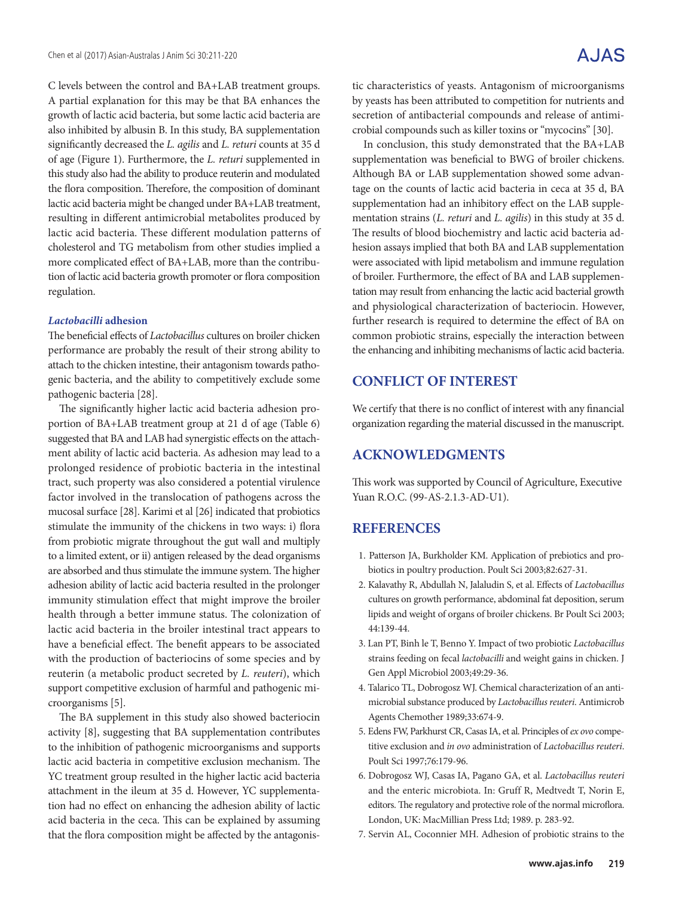C levels between the control and BA+LAB treatment groups. A partial explanation for this may be that BA enhances the growth of lactic acid bacteria, but some lactic acid bacteria are also inhibited by albusin B. In this study, BA supplementation significantly decreased the *L. agilis* and *L. returi* counts at 35 d of age (Figure 1). Furthermore, the *L. returi* supplemented in this study also had the ability to produce reuterin and modulated the flora composition. Therefore, the composition of dominant lactic acid bacteria might be changed under BA+LAB treatment, resulting in different antimicrobial metabolites produced by lactic acid bacteria. These different modulation patterns of cholesterol and TG metabolism from other studies implied a more complicated effect of BA+LAB, more than the contribution of lactic acid bacteria growth promoter or flora composition regulation.

### *Lactobacilli* adhesion

The beneficial effects of *Lactobacillus* cultures on broiler chicken performance are probably the result of their strong ability to attach to the chicken intestine, their antagonism towards pathogenic bacteria, and the ability to competitively exclude some pathogenic bacteria [28].

The significantly higher lactic acid bacteria adhesion proportion of BA+LAB treatment group at 21 d of age (Table 6) suggested that BA and LAB had synergistic effects on the attachment ability of lactic acid bacteria. As adhesion may lead to a prolonged residence of probiotic bacteria in the intestinal tract, such property was also considered a potential virulence factor involved in the translocation of pathogens across the mucosal surface [28]. Karimi et al [26] indicated that probiotics stimulate the immunity of the chickens in two ways: i) flora from probiotic migrate throughout the gut wall and multiply to a limited extent, or ii) antigen released by the dead organisms are absorbed and thus stimulate the immune system. The higher adhesion ability of lactic acid bacteria resulted in the prolonger immunity stimulation effect that might improve the broiler health through a better immune status. The colonization of lactic acid bacteria in the broiler intestinal tract appears to have a beneficial effect. The benefit appears to be associated with the production of bacteriocins of some species and by reuterin (a metabolic product secreted by *L. reuteri*), which support competitive exclusion of harmful and pathogenic microorganisms [5].

The BA supplement in this study also showed bacteriocin activity [8], suggesting that BA supplementation contributes to the inhibition of pathogenic microorganisms and supports lactic acid bacteria in competitive exclusion mechanism. The YC treatment group resulted in the higher lactic acid bacteria attachment in the ileum at 35 d. However, YC supplementation had no effect on enhancing the adhesion ability of lactic acid bacteria in the ceca. This can be explained by assuming that the flora composition might be affected by the antagonistic characteristics of yeasts. Antagonism of microorganisms by yeasts has been attributed to competition for nutrients and secretion of antibacterial compounds and release of antimicrobial compounds such as killer toxins or "mycocins" [30].

In conclusion, this study demonstrated that the BA+LAB supplementation was beneficial to BWG of broiler chickens. Although BA or LAB supplementation showed some advantage on the counts of lactic acid bacteria in ceca at 35 d, BA supplementation had an inhibitory effect on the LAB supplementation strains (*L. returi* and *L. agilis*) in this study at 35 d. The results of blood biochemistry and lactic acid bacteria adhesion assays implied that both BA and LAB supplementation were associated with lipid metabolism and immune regulation of broiler. Furthermore, the effect of BA and LAB supplementation may result from enhancing the lactic acid bacterial growth and physiological characterization of bacteriocin. However, further research is required to determine the effect of BA on common probiotic strains, especially the interaction between the enhancing and inhibiting mechanisms of lactic acid bacteria.

## CONFLICT OF INTEREST

We certify that there is no conflict of interest with any financial organization regarding the material discussed in the manuscript.

## ACKNOWLEDGMENTS

This work was supported by Council of Agriculture, Executive Yuan R.O.C. (99-AS-2.1.3-AD-U1).

## REFERENCES

1. Patterson JA, Burkholder KM. Application of prebiotics and probiotics in poultry production. Poult Sci 2003;82:627-31.
2. Kalavathy R, Abdullah N, Jalaludin S, et al. Effects of *Lactobacillus* cultures on growth performance, abdominal fat deposition, serum lipids and weight of organs of broiler chickens. Br Poult Sci 2003; 44:139-44.
3. Lan PT, Binh le T, Benno Y. Impact of two probiotic *Lactobacillus* strains feeding on fecal *lactobacilli* and weight gains in chicken. J Gen Appl Microbiol 2003;49:29-36.
4. Talarico TL, Dobrogosz WJ. Chemical characterization of an antimicrobial substance produced by *Lactobacillus reuteri*. Antimicrob Agents Chemother 1989;33:674-9.
5. Edens FW, Parkhurst CR, Casas IA, et al. Principles of *ex ovo* competitive exclusion and *in ovo* administration of *Lactobacillus reuteri*. Poult Sci 1997;76:179-96.
6. Dobrogosz WJ, Casas IA, Pagano GA, et al. *Lactobacillus reuteri* and the enteric microbiota. In: Gruff R, Medtvedt T, Norin E, editors. The regulatory and protective role of the normal microflora. London, UK: MacMillian Press Ltd; 1989. p. 283-92.
7. Servin AL, Coconnier MH. Adhesion of probiotic strains to the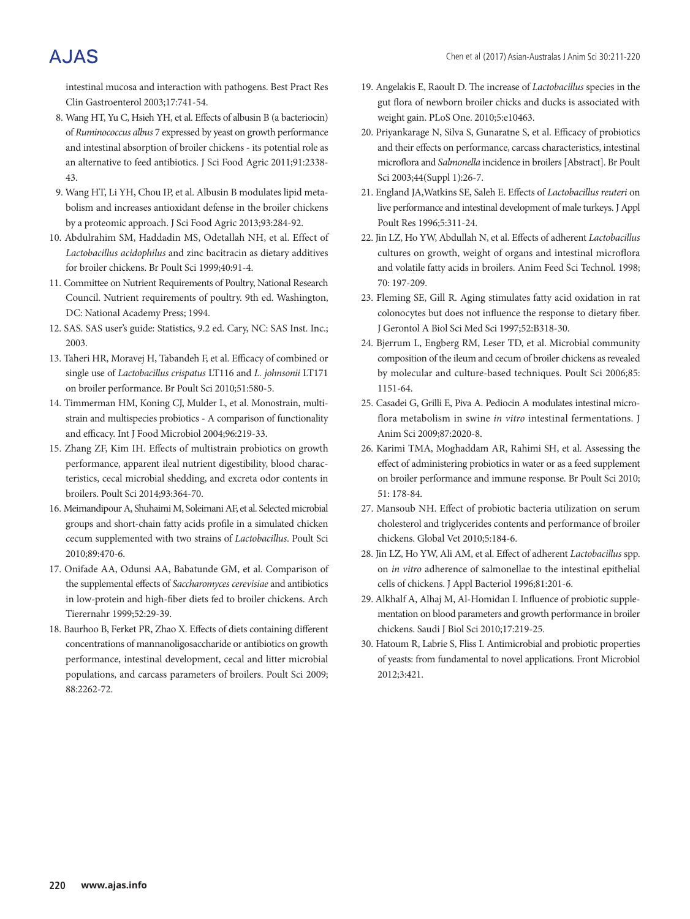intestinal mucosa and interaction with pathogens. Best Pract Res Clin Gastroenterol 2003;17:741-54.

8. Wang HT, Yu C, Hsieh YH, et al. Effects of albusin B (a bacteriocin) of *Ruminococcus albus* 7 expressed by yeast on growth performance and intestinal absorption of broiler chickens - its potential role as an alternative to feed antibiotics. J Sci Food Agric 2011;91:2338-43.
9. Wang HT, Li YH, Chou IP, et al. Albusin B modulates lipid metabolism and increases antioxidant defense in the broiler chickens by a proteomic approach. J Sci Food Agric 2013;93:284-92.
10. Abdulrahim SM, Haddadin MS, Odetallah NH, et al. Effect of *Lactobacillus acidophilus* and zinc bacitracin as dietary additives for broiler chickens. Br Poult Sci 1999;40:91-4.
11. Committee on Nutrient Requirements of Poultry, National Research Council. Nutrient requirements of poultry. 9th ed. Washington, DC: National Academy Press; 1994.
12. SAS. SAS user's guide: Statistics, 9.2 ed. Cary, NC: SAS Inst. Inc.; 2003.
13. Taheri HR, Moravej H, Tabandeh F, et al. Efficacy of combined or single use of *Lactobacillus crispatus* LT116 and *L. johnsonii* LT171 on broiler performance. Br Poult Sci 2010;51:580-5.
14. Timmerman HM, Koning CJ, Mulder L, et al. Monostrain, multistrain and multispecies probiotics - A comparison of functionality and efficacy. Int J Food Microbiol 2004;96:219-33.
15. Zhang ZF, Kim IH. Effects of multistrain probiotics on growth performance, apparent ileal nutrient digestibility, blood characteristics, cecal microbial shedding, and excreta odor contents in broilers. Poult Sci 2014;93:364-70.
16. Meimandipour A, Shuhaimi M, Soleimani AF, et al. Selected microbial groups and short-chain fatty acids profile in a simulated chicken cecum supplemented with two strains of *Lactobacillus*. Poult Sci 2010;89:470-6.
17. Onifade AA, Odunsi AA, Babatunde GM, et al. Comparison of the supplemental effects of *Saccharomyces cerevisiae* and antibiotics in low-protein and high-fiber diets fed to broiler chickens. Arch Tierernahr 1999;52:29-39.
18. Baurhoo B, Ferket PR, Zhao X. Effects of diets containing different concentrations of mannanoligosaccharide or antibiotics on growth performance, intestinal development, cecal and litter microbial populations, and carcass parameters of broilers. Poult Sci 2009; 88:2262-72.
19. Angelakis E, Raoult D. The increase of *Lactobacillus* species in the gut flora of newborn broiler chicks and ducks is associated with weight gain. PLoS One. 2010;5:e10463.
20. Priyankarage N, Silva S, Gunaratne S, et al. Efficacy of probiotics and their effects on performance, carcass characteristics, intestinal microflora and *Salmonella* incidence in broilers [Abstract]. Br Poult Sci 2003;44(Suppl 1):26-7.
21. England JA,Watkins SE, Saleh E. Effects of *Lactobacillus reuteri* on live performance and intestinal development of male turkeys. J Appl Poult Res 1996;5:311-24.
22. Jin LZ, Ho YW, Abdullah N, et al. Effects of adherent *Lactobacillus* cultures on growth, weight of organs and intestinal microflora and volatile fatty acids in broilers. Anim Feed Sci Technol. 1998; 70: 197-209.
23. Fleming SE, Gill R. Aging stimulates fatty acid oxidation in rat colonocytes but does not influence the response to dietary fiber. J Gerontol A Biol Sci Med Sci 1997;52:B318-30.
24. Bjerrum L, Engberg RM, Leser TD, et al. Microbial community composition of the ileum and cecum of broiler chickens as revealed by molecular and culture-based techniques. Poult Sci 2006;85: 1151-64.
25. Casadei G, Grilli E, Piva A. Pediocin A modulates intestinal microflora metabolism in swine *in vitro* intestinal fermentations. J Anim Sci 2009;87:2020-8.
26. Karimi TMA, Moghaddam AR, Rahimi SH, et al. Assessing the effect of administering probiotics in water or as a feed supplement on broiler performance and immune response. Br Poult Sci 2010; 51: 178-84.
27. Mansoub NH. Effect of probiotic bacteria utilization on serum cholesterol and triglycerides contents and performance of broiler chickens. Global Vet 2010;5:184-6.
28. Jin LZ, Ho YW, Ali AM, et al. Effect of adherent *Lactobacillus* spp. on *in vitro* adherence of salmonellae to the intestinal epithelial cells of chickens. J Appl Bacteriol 1996;81:201-6.
29. Alkhalf A, Alhaj M, Al-Homidan I. Influence of probiotic supplementation on blood parameters and growth performance in broiler chickens. Saudi J Biol Sci 2010;17:219-25.
30. Hatoum R, Labrie S, Fliss I. Antimicrobial and probiotic properties of yeasts: from fundamental to novel applications. Front Microbiol 2012;3:421.